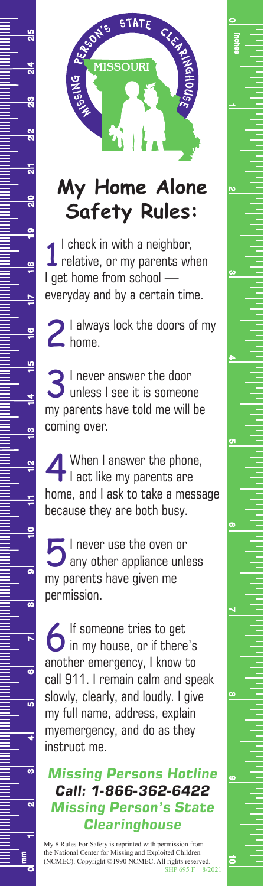MISSING PERSON'S STATE CLEARINGHOUSE

MISSOURI

# My Home Alone Safety Rules:

1 I check in with a neighbor, relative, or my parents when I get home from school — everyday and by a certain time.

2 I always lock the doors of my home.

3 I never answer the door unless I see it is someone my parents have told me will be coming over.

4 When I answer the phone, I act like my parents are home, and I ask to take a message because they are both busy.

5 I never use the oven or any other appliance unless my parents have given me permission.

6 If someone tries to get in my house, or if there's another emergency, I know to call 911. I remain calm and speak slowly, clearly, and loudly. I give my full name, address, explain myemergency, and do as they instruct me.

***Missing Persons Hotline***
***Call: 1-866-362-6422***
***Missing Person's State Clearinghouse***

My 8 Rules For Safety is reprinted with permission from the National Center for Missing and Exploited Children (NCMEC). Copyright ©1990 NCMEC. All rights reserved.

SHP 695 F 8/2021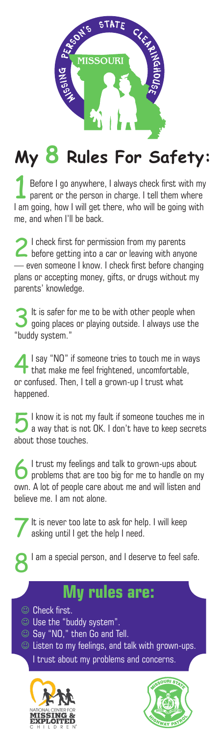MISSING PERSON'S STATE CLEARINGHOUSE

MISSOURI

# My 8 Rules For Safety:

1. Before I go anywhere, I always check first with my parent or the person in charge. I tell them where I am going, how I will get there, who will be going with me, and when I'll be back.

2. I check first for permission from my parents before getting into a car or leaving with anyone — even someone I know. I check first before changing plans or accepting money, gifts, or drugs without my parents' knowledge.

3. It is safer for me to be with other people when going places or playing outside. I always use the "buddy system."

4. I say "NO" if someone tries to touch me in ways that make me feel frightened, uncomfortable, or confused. Then, I tell a grown-up I trust what happened.

5. I know it is not my fault if someone touches me in a way that is not OK. I don't have to keep secrets about those touches.

6. I trust my feelings and talk to grown-ups about problems that are too big for me to handle on my own. A lot of people care about me and will listen and believe me. I am not alone.

7. It is never too late to ask for help. I will keep asking until I get the help I need.

8. I am a special person, and I deserve to feel safe.

## My rules are:

- ☺ Check first.
- ☺ Use the "buddy system".
- ☺ Say "NO," then Go and Tell.
- ☺ Listen to my feelings, and talk with grown-ups. I trust about my problems and concerns.

NATIONAL CENTER FOR MISSING & EXPLOITED CHILDREN

MISSOURI STATE HIGHWAY PATROL